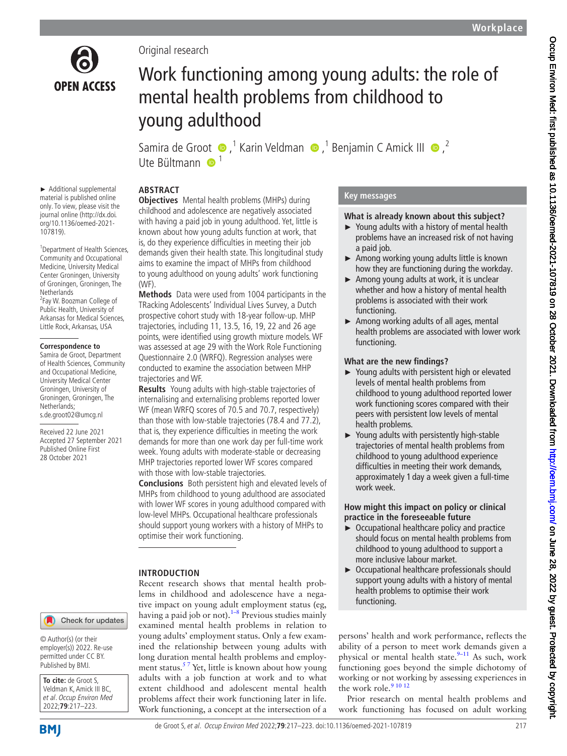Original research

# Work functioning among young adults: the role of mental health problems from childhood to young adulthood

Samira de Groot [1], Karin Veldman [1], Benjamin C Amick III [2], Ute Bültmann [1]

► Additional supplemental material is published online only. To view, please visit the journal online (http://dx.doi.org/10.1136/oemed-2021-107819).

[1] Department of Health Sciences, Community and Occupational Medicine, University Medical Center Groningen, University of Groningen, Groningen, The Netherlands
[2] Fay W. Boozman College of Public Health, University of Arkansas for Medical Sciences, Little Rock, Arkansas, USA

**Correspondence to**
Samira de Groot, Department of Health Sciences, Community and Occupational Medicine, University Medical Center Groningen, University of Groningen, Groningen, The Netherlands; s.de.groot02@umcg.nl

Received 22 June 2021
Accepted 27 September 2021
Published Online First 28 October 2021

## ABSTRACT

**Objectives** Mental health problems (MHPs) during childhood and adolescence are negatively associated with having a paid job in young adulthood. Yet, little is known about how young adults function at work, that is, do they experience difficulties in meeting their job demands given their health state. This longitudinal study aims to examine the impact of MHPs from childhood to young adulthood on young adults' work functioning (WF).

**Methods** Data were used from 1004 participants in the TRacking Adolescents' Individual Lives Survey, a Dutch prospective cohort study with 18-year follow-up. MHP trajectories, including 11, 13.5, 16, 19, 22 and 26 age points, were identified using growth mixture models. WF was assessed at age 29 with the Work Role Functioning Questionnaire 2.0 (WRFQ). Regression analyses were conducted to examine the association between MHP trajectories and WF.

**Results** Young adults with high-stable trajectories of internalising and externalising problems reported lower WF (mean WRFQ scores of 70.5 and 70.7, respectively) than those with low-stable trajectories (78.4 and 77.2), that is, they experience difficulties in meeting the work demands for more than one work day per full-time work week. Young adults with moderate-stable or decreasing MHP trajectories reported lower WF scores compared with those with low-stable trajectories.

**Conclusions** Both persistent high and elevated levels of MHPs from childhood to young adulthood are associated with lower WF scores in young adulthood compared with low-level MHPs. Occupational healthcare professionals should support young workers with a history of MHPs to optimise their work functioning.

## Key messages

**What is already known about this subject?**

- Young adults with a history of mental health problems have an increased risk of not having a paid job.
- Among working young adults little is known how they are functioning during the workday.
- Among young adults at work, it is unclear whether and how a history of mental health problems is associated with their work functioning.
- Among working adults of all ages, mental health problems are associated with lower work functioning.

**What are the new findings?**

- Young adults with persistent high or elevated levels of mental health problems from childhood to young adulthood reported lower work functioning scores compared with their peers with persistent low levels of mental health problems.
- Young adults with persistently high-stable trajectories of mental health problems from childhood to young adulthood experience difficulties in meeting their work demands, approximately 1 day a week given a full-time work week.

**How might this impact on policy or clinical practice in the foreseeable future**

- Occupational healthcare policy and practice should focus on mental health problems from childhood to young adulthood to support a more inclusive labour market.
- Occupational healthcare professionals should support young adults with a history of mental health problems to optimise their work functioning.

## INTRODUCTION

Recent research shows that mental health problems in childhood and adolescence have a negative impact on young adult employment status (eg, having a paid job or not).[1–8] Previous studies mainly examined mental health problems in relation to young adults' employment status. Only a few examined the relationship between young adults with long duration mental health problems and employment status.[5 7] Yet, little is known about how young adults with a job function at work and to what extent childhood and adolescent mental health problems affect their work functioning later in life. Work functioning, a concept at the intersection of a persons' health and work performance, reflects the ability of a person to meet work demands given a physical or mental health state.[9–11] As such, work functioning goes beyond the simple dichotomy of working or not working by assessing experiences in the work role.[9 10 12]

Prior research on mental health problems and work functioning has focused on adult working

© Author(s) (or their employer(s)) 2022. Re-use permitted under CC BY. Published by BMJ.

**To cite:** de Groot S, Veldman K, Amick III BC, *et al. Occup Environ Med* 2022;**79**:217–223.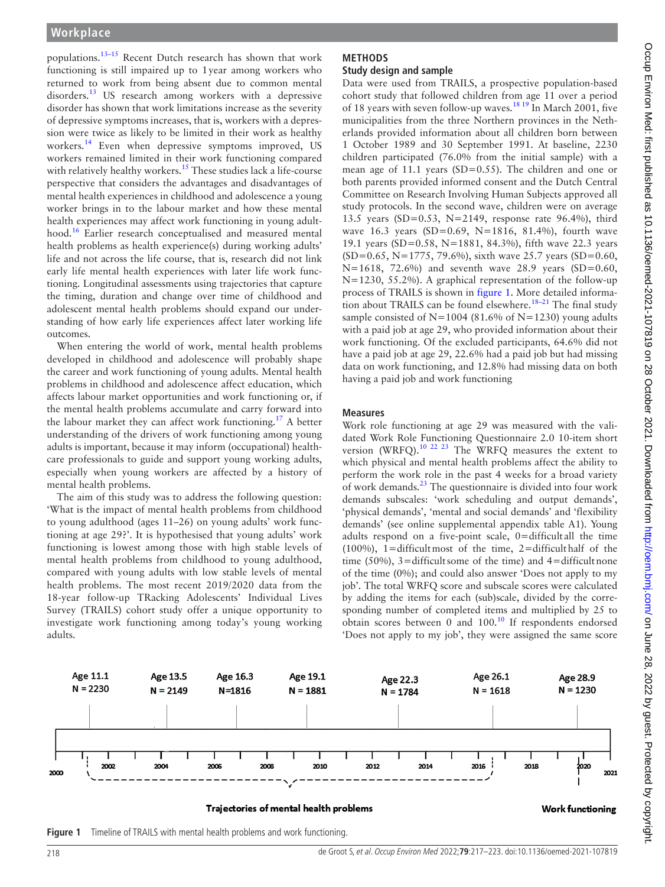populations.[13–15] Recent Dutch research has shown that work functioning is still impaired up to 1 year among workers who returned to work from being absent due to common mental disorders.[13] US research among workers with a depressive disorder has shown that work limitations increase as the severity of depressive symptoms increases, that is, workers with a depression were twice as likely to be limited in their work as healthy workers.[14] Even when depressive symptoms improved, US workers remained limited in their work functioning compared with relatively healthy workers.[15] These studies lack a life-course perspective that considers the advantages and disadvantages of mental health experiences in childhood and adolescence a young worker brings in to the labour market and how these mental health experiences may affect work functioning in young adulthood.[16] Earlier research conceptualised and measured mental health problems as health experience(s) during working adults' life and not across the life course, that is, research did not link early life mental health experiences with later life work functioning. Longitudinal assessments using trajectories that capture the timing, duration and change over time of childhood and adolescent mental health problems should expand our understanding of how early life experiences affect later working life outcomes.

When entering the world of work, mental health problems developed in childhood and adolescence will probably shape the career and work functioning of young adults. Mental health problems in childhood and adolescence affect education, which affects labour market opportunities and work functioning or, if the mental health problems accumulate and carry forward into the labour market they can affect work functioning.[17] A better understanding of the drivers of work functioning among young adults is important, because it may inform (occupational) healthcare professionals to guide and support young working adults, especially when young workers are affected by a history of mental health problems.

The aim of this study was to address the following question: 'What is the impact of mental health problems from childhood to young adulthood (ages 11–26) on young adults' work functioning at age 29?'. It is hypothesised that young adults' work functioning is lowest among those with high stable levels of mental health problems from childhood to young adulthood, compared with young adults with low stable levels of mental health problems. The most recent 2019/2020 data from the 18-year follow-up TRacking Adolescents' Individual Lives Survey (TRAILS) cohort study offer a unique opportunity to investigate work functioning among today's young working adults.

## METHODS

### Study design and sample

Data were used from TRAILS, a prospective population-based cohort study that followed children from age 11 over a period of 18 years with seven follow-up waves.[18,19] In March 2001, five municipalities from the three Northern provinces in the Netherlands provided information about all children born between 1 October 1989 and 30 September 1991. At baseline, 2230 children participated (76.0% from the initial sample) with a mean age of 11.1 years (SD=0.55). The children and one or both parents provided informed consent and the Dutch Central Committee on Research Involving Human Subjects approved all study protocols. In the second wave, children were on average 13.5 years (SD=0.53, N=2149, response rate 96.4%), third wave 16.3 years (SD=0.69, N=1816, 81.4%), fourth wave 19.1 years (SD=0.58, N=1881, 84.3%), fifth wave 22.3 years (SD=0.65, N=1775, 79.6%), sixth wave 25.7 years (SD=0.60, N=1618, 72.6%) and seventh wave 28.9 years (SD=0.60, N=1230, 55.2%). A graphical representation of the follow-up process of TRAILS is shown in figure 1. More detailed information about TRAILS can be found elsewhere.[18–21] The final study sample consisted of N=1004 (81.6% of N=1230) young adults with a paid job at age 29, who provided information about their work functioning. Of the excluded participants, 64.6% did not have a paid job at age 29, 22.6% had a paid job but had missing data on work functioning, and 12.8% had missing data on both having a paid job and work functioning

### Measures

Work role functioning at age 29 was measured with the validated Work Role Functioning Questionnaire 2.0 10-item short version (WRFQ).[10,22,23] The WRFQ measures the extent to which physical and mental health problems affect the ability to perform the work role in the past 4 weeks for a broad variety of work demands.[23] The questionnaire is divided into four work demands subscales: 'work scheduling and output demands', 'physical demands', 'mental and social demands' and 'flexibility demands' (see online supplemental appendix table A1). Young adults respond on a five-point scale, 0=difficult all the time (100%), 1=difficult most of the time, 2=difficult half of the time (50%), 3=difficult some of the time) and 4=difficult none of the time (0%); and could also answer 'Does not apply to my job'. The total WRFQ score and subscale scores were calculated by adding the items for each (sub)scale, divided by the corresponding number of completed items and multiplied by 25 to obtain scores between 0 and 100.[10] If respondents endorsed 'Does not apply to my job', they were assigned the same score

| Age 11.1 | Age 13.5 | Age 16.3 | Age 19.1 | Age 22.3 | Age 26.1 | Age 28.9 |
|---|---|---|---|---|---|---|
| N = 2230 | N = 2149 | N=1816 | N = 1881 | N = 1784 | N = 1618 | N = 1230 |

2000 – 2002 – 2004 – 2006 – 2008 – 2010 – 2012 – 2014 – 2016 – 2018 – 2020 – 2021

Trajectories of mental health problems (2001–2016) | Work functioning (2020)

**Figure 1** Timeline of TRAILS with mental health problems and work functioning.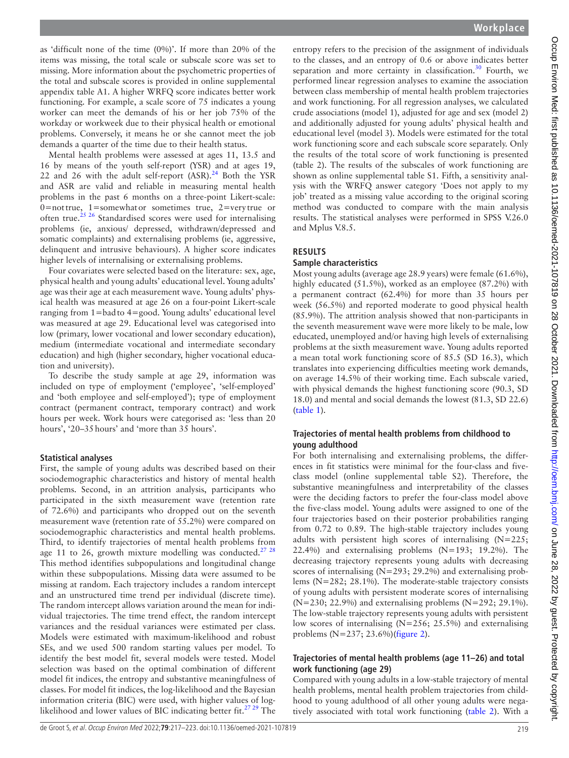as 'difficult none of the time (0%)'. If more than 20% of the items was missing, the total scale or subscale score was set to missing. More information about the psychometric properties of the total and subscale scores is provided in online supplemental appendix table A1. A higher WRFQ score indicates better work functioning. For example, a scale score of 75 indicates a young worker can meet the demands of his or her job 75% of the workday or workweek due to their physical health or emotional problems. Conversely, it means he or she cannot meet the job demands a quarter of the time due to their health status.

Mental health problems were assessed at ages 11, 13.5 and 16 by means of the youth self-report (YSR) and at ages 19, 22 and 26 with the adult self-report (ASR).[24] Both the YSR and ASR are valid and reliable in measuring mental health problems in the past 6 months on a three-point Likert-scale: 0=not true, 1=somewhat or sometimes true, 2=very true or often true.[25 26] Standardised scores were used for internalising problems (ie, anxious/ depressed, withdrawn/depressed and somatic complaints) and externalising problems (ie, aggressive, delinquent and intrusive behaviours). A higher score indicates higher levels of internalising or externalising problems.

Four covariates were selected based on the literature: sex, age, physical health and young adults' educational level. Young adults' age was their age at each measurement wave. Young adults' physical health was measured at age 26 on a four-point Likert-scale ranging from 1=bad to 4=good. Young adults' educational level was measured at age 29. Educational level was categorised into low (primary, lower vocational and lower secondary education), medium (intermediate vocational and intermediate secondary education) and high (higher secondary, higher vocational education and university).

To describe the study sample at age 29, information was included on type of employment ('employee', 'self-employed' and 'both employee and self-employed'); type of employment contract (permanent contract, temporary contract) and work hours per week. Work hours were categorised as: 'less than 20 hours', '20–35 hours' and 'more than 35 hours'.

### Statistical analyses

First, the sample of young adults was described based on their sociodemographic characteristics and history of mental health problems. Second, in an attrition analysis, participants who participated in the sixth measurement wave (retention rate of 72.6%) and participants who dropped out on the seventh measurement wave (retention rate of 55.2%) were compared on sociodemographic characteristics and mental health problems. Third, to identify trajectories of mental health problems from age 11 to 26, growth mixture modelling was conducted.[27 28] This method identifies subpopulations and longitudinal change within these subpopulations. Missing data were assumed to be missing at random. Each trajectory includes a random intercept and an unstructured time trend per individual (discrete time). The random intercept allows variation around the mean for individual trajectories. The time trend effect, the random intercept variances and the residual variances were estimated per class. Models were estimated with maximum-likelihood and robust SEs, and we used 500 random starting values per model. To identify the best model fit, several models were tested. Model selection was based on the optimal combination of different model fit indices, the entropy and substantive meaningfulness of classes. For model fit indices, the log-likelihood and the Bayesian information criteria (BIC) were used, with higher values of log-likelihood and lower values of BIC indicating better fit.[27 29] The entropy refers to the precision of the assignment of individuals to the classes, and an entropy of 0.6 or above indicates better separation and more certainty in classification.[30] Fourth, we performed linear regression analyses to examine the association between class membership of mental health problem trajectories and work functioning. For all regression analyses, we calculated crude associations (model 1), adjusted for age and sex (model 2) and additionally adjusted for young adults' physical health and educational level (model 3). Models were estimated for the total work functioning score and each subscale score separately. Only the results of the total score of work functioning is presented (table 2). The results of the subscales of work functioning are shown as online supplemental table S1. Fifth, a sensitivity analysis with the WRFQ answer category 'Does not apply to my job' treated as a missing value according to the original scoring method was conducted to compare with the main analysis results. The statistical analyses were performed in SPSS V.26.0 and Mplus V.8.5.

## RESULTS

### Sample characteristics

Most young adults (average age 28.9 years) were female (61.6%), highly educated (51.5%), worked as an employee (87.2%) with a permanent contract (62.4%) for more than 35 hours per week (56.5%) and reported moderate to good physical health (85.9%). The attrition analysis showed that non-participants in the seventh measurement wave were more likely to be male, low educated, unemployed and/or having high levels of externalising problems at the sixth measurement wave. Young adults reported a mean total work functioning score of 85.5 (SD 16.3), which translates into experiencing difficulties meeting work demands, on average 14.5% of their working time. Each subscale varied, with physical demands the highest functioning score (90.3, SD 18.0) and mental and social demands the lowest (81.3, SD 22.6) (table 1).

### Trajectories of mental health problems from childhood to young adulthood

For both internalising and externalising problems, the differences in fit statistics were minimal for the four-class and five-class model (online supplemental table S2). Therefore, the substantive meaningfulness and interpretability of the classes were the deciding factors to prefer the four-class model above the five-class model. Young adults were assigned to one of the four trajectories based on their posterior probabilities ranging from 0.72 to 0.89. The high-stable trajectory includes young adults with persistent high scores of internalising (N=225; 22.4%) and externalising problems (N=193; 19.2%). The decreasing trajectory represents young adults with decreasing scores of internalising (N=293; 29.2%) and externalising problems (N=282; 28.1%). The moderate-stable trajectory consists of young adults with persistent moderate scores of internalising (N=230; 22.9%) and externalising problems (N=292; 29.1%). The low-stable trajectory represents young adults with persistent low scores of internalising (N=256; 25.5%) and externalising problems (N=237; 23.6%)(figure 2).

### Trajectories of mental health problems (age 11–26) and total work functioning (age 29)

Compared with young adults in a low-stable trajectory of mental health problems, mental health problem trajectories from childhood to young adulthood of all other young adults were negatively associated with total work functioning (table 2). With a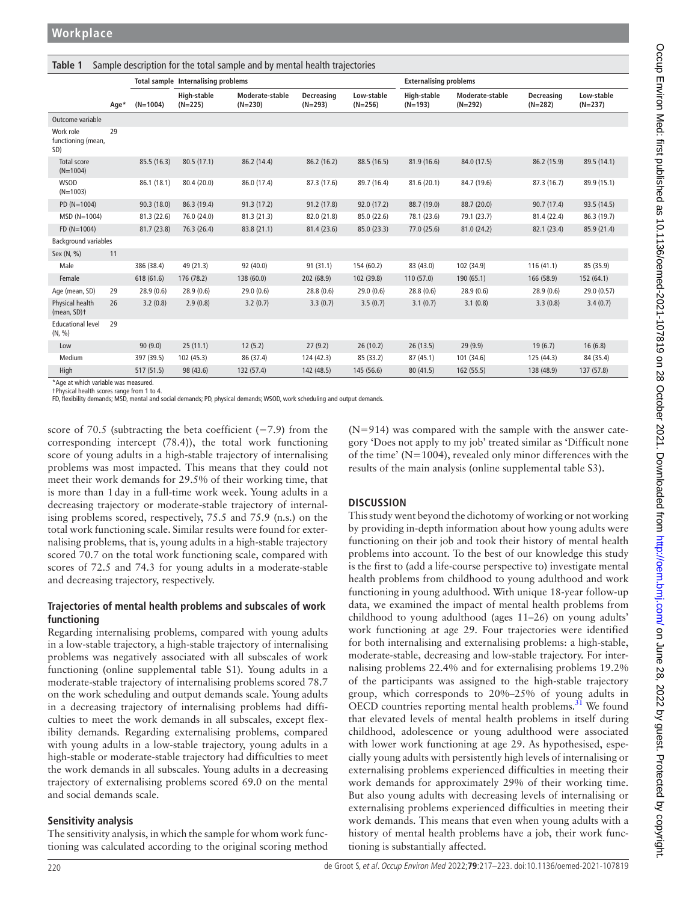**Table 1** Sample description for the total sample and by mental health trajectories

| | | Total sample | Internalising problems | | | | Externalising problems | | | |
|---|---|---|---|---|---|---|---|---|---|---|
| | Age* | (N=1004) | High-stable (N=225) | Moderate-stable (N=230) | Decreasing (N=293) | Low-stable (N=256) | High-stable (N=193) | Moderate-stable (N=292) | Decreasing (N=282) | Low-stable (N=237) |
| Outcome variable | | | | | | | | | | |
| Work role functioning (mean, SD) | 29 | | | | | | | | | |
| Total score (N=1004) | | 85.5 (16.3) | 80.5 (17.1) | 86.2 (14.4) | 86.2 (16.2) | 88.5 (16.5) | 81.9 (16.6) | 84.0 (17.5) | 86.2 (15.9) | 89.5 (14.1) |
| WSOD (N=1003) | | 86.1 (18.1) | 80.4 (20.0) | 86.0 (17.4) | 87.3 (17.6) | 89.7 (16.4) | 81.6 (20.1) | 84.7 (19.6) | 87.3 (16.7) | 89.9 (15.1) |
| PD (N=1004) | | 90.3 (18.0) | 86.3 (19.4) | 91.3 (17.2) | 91.2 (17.8) | 92.0 (17.2) | 88.7 (19.0) | 88.7 (20.0) | 90.7 (17.4) | 93.5 (14.5) |
| MSD (N=1004) | | 81.3 (22.6) | 76.0 (24.0) | 81.3 (21.3) | 82.0 (21.8) | 85.0 (22.6) | 78.1 (23.6) | 79.1 (23.7) | 81.4 (22.4) | 86.3 (19.7) |
| FD (N=1004) | | 81.7 (23.8) | 76.3 (26.4) | 83.8 (21.1) | 81.4 (23.6) | 85.0 (23.3) | 77.0 (25.6) | 81.0 (24.2) | 82.1 (23.4) | 85.9 (21.4) |
| Background variables | | | | | | | | | | |
| Sex (N, %) | 11 | | | | | | | | | |
| Male | | 386 (38.4) | 49 (21.3) | 92 (40.0) | 91 (31.1) | 154 (60.2) | 83 (43.0) | 102 (34.9) | 116 (41.1) | 85 (35.9) |
| Female | | 618 (61.6) | 176 (78.2) | 138 (60.0) | 202 (68.9) | 102 (39.8) | 110 (57.0) | 190 (65.1) | 166 (58.9) | 152 (64.1) |
| Age (mean, SD) | 29 | 28.9 (0.6) | 28.9 (0.6) | 29.0 (0.6) | 28.8 (0.6) | 29.0 (0.6) | 28.8 (0.6) | 28.9 (0.6) | 28.9 (0.6) | 29.0 (0.57) |
| Physical health (mean, SD)† | 26 | 3.2 (0.8) | 2.9 (0.8) | 3.2 (0.7) | 3.3 (0.7) | 3.5 (0.7) | 3.1 (0.7) | 3.1 (0.8) | 3.3 (0.8) | 3.4 (0.7) |
| Educational level (N, %) | 29 | | | | | | | | | |
| Low | | 90 (9.0) | 25 (11.1) | 12 (5.2) | 27 (9.2) | 26 (10.2) | 26 (13.5) | 29 (9.9) | 19 (6.7) | 16 (6.8) |
| Medium | | 397 (39.5) | 102 (45.3) | 86 (37.4) | 124 (42.3) | 85 (33.2) | 87 (45.1) | 101 (34.6) | 125 (44.3) | 84 (35.4) |
| High | | 517 (51.5) | 98 (43.6) | 132 (57.4) | 142 (48.5) | 145 (56.6) | 80 (41.5) | 162 (55.5) | 138 (48.9) | 137 (57.8) |

*Age at which variable was measured.
†Physical health scores range from 1 to 4.
FD, flexibility demands; MSD, mental and social demands; PD, physical demands; WSOD, work scheduling and output demands.

score of 70.5 (subtracting the beta coefficient (−7.9) from the corresponding intercept (78.4)), the total work functioning score of young adults in a high-stable trajectory of internalising problems was most impacted. This means that they could not meet their work demands for 29.5% of their working time, that is more than 1 day in a full-time work week. Young adults in a decreasing trajectory or moderate-stable trajectory of internalising problems scored, respectively, 75.5 and 75.9 (n.s.) on the total work functioning scale. Similar results were found for externalising problems, that is, young adults in a high-stable trajectory scored 70.7 on the total work functioning scale, compared with scores of 72.5 and 74.3 for young adults in a moderate-stable and decreasing trajectory, respectively.

### Trajectories of mental health problems and subscales of work functioning

Regarding internalising problems, compared with young adults in a low-stable trajectory, a high-stable trajectory of internalising problems was negatively associated with all subscales of work functioning (online supplemental table S1). Young adults in a moderate-stable trajectory of internalising problems scored 78.7 on the work scheduling and output demands scale. Young adults in a decreasing trajectory of internalising problems had difficulties to meet the work demands in all subscales, except flexibility demands. Regarding externalising problems, compared with young adults in a low-stable trajectory, young adults in a high-stable or moderate-stable trajectory had difficulties to meet the work demands in all subscales. Young adults in a decreasing trajectory of externalising problems scored 69.0 on the mental and social demands scale.

### Sensitivity analysis

The sensitivity analysis, in which the sample for whom work functioning was calculated according to the original scoring method (N=914) was compared with the sample with the answer category 'Does not apply to my job' treated similar as 'Difficult none of the time' (N=1004), revealed only minor differences with the results of the main analysis (online supplemental table S3).

## DISCUSSION

This study went beyond the dichotomy of working or not working by providing in-depth information about how young adults were functioning on their job and took their history of mental health problems into account. To the best of our knowledge this study is the first to (add a life-course perspective to) investigate mental health problems from childhood to young adulthood and work functioning in young adulthood. With unique 18-year follow-up data, we examined the impact of mental health problems from childhood to young adulthood (ages 11–26) on young adults' work functioning at age 29. Four trajectories were identified for both internalising and externalising problems: a high-stable, moderate-stable, decreasing and low-stable trajectory. For internalising problems 22.4% and for externalising problems 19.2% of the participants was assigned to the high-stable trajectory group, which corresponds to 20%–25% of young adults in OECD countries reporting mental health problems.[31] We found that elevated levels of mental health problems in itself during childhood, adolescence or young adulthood were associated with lower work functioning at age 29. As hypothesised, especially young adults with persistently high levels of internalising or externalising problems experienced difficulties in meeting their work demands for approximately 29% of their working time. But also young adults with decreasing levels of internalising or externalising problems experienced difficulties in meeting their work demands. This means that even when young adults with a history of mental health problems have a job, their work functioning is substantially affected.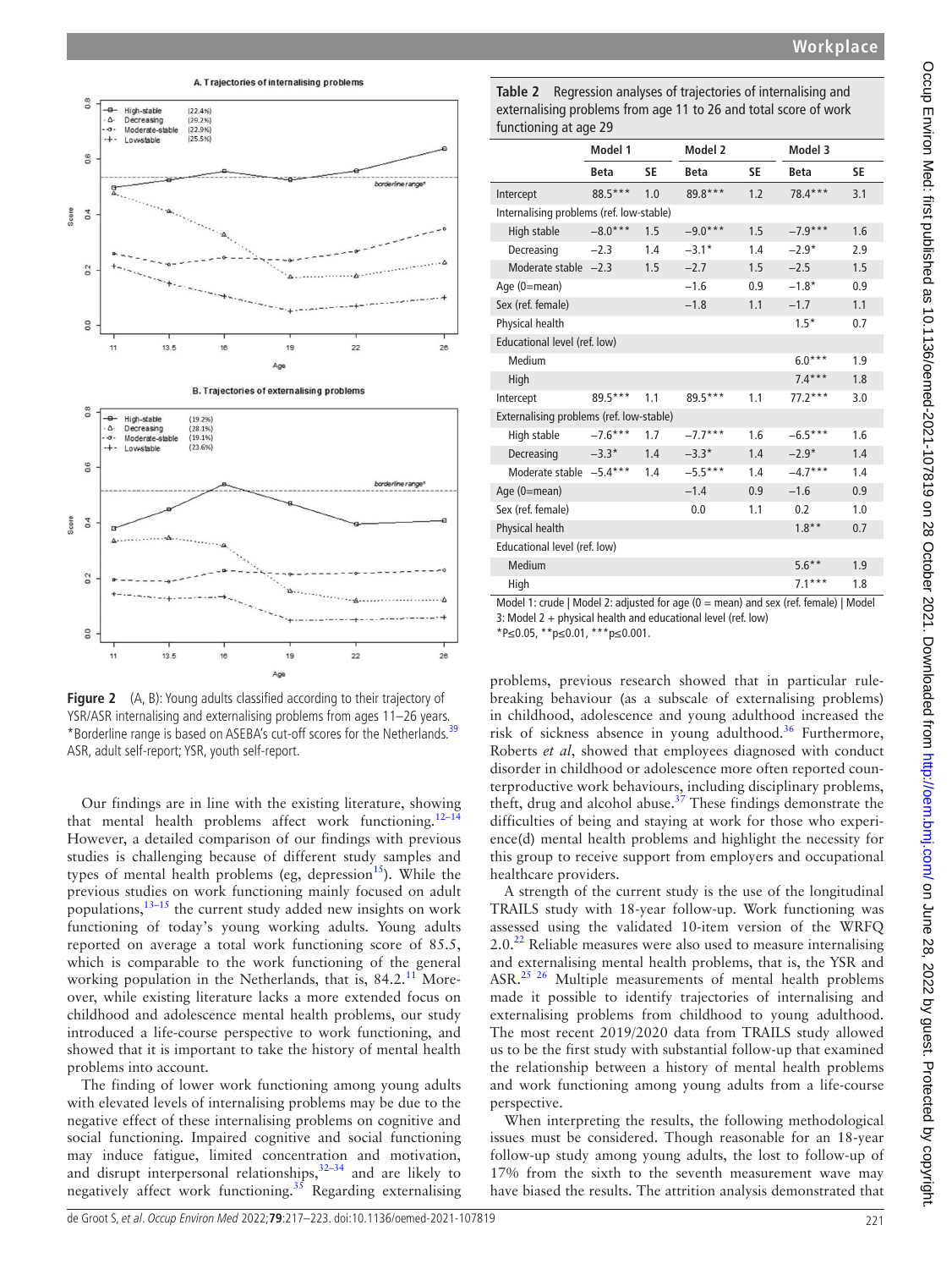Figure 2 (A, B): Young adults classified according to their trajectory of YSR/ASR internalising and externalising problems from ages 11–26 years. *Borderline range is based on ASEBA's cut-off scores for the Netherlands.[39] ASR, adult self-report; YSR, youth self-report.

Table 2 Regression analyses of trajectories of internalising and externalising problems from age 11 to 26 and total score of work functioning at age 29

| | Model 1 | | Model 2 | | Model 3 | |
|---|---|---|---|---|---|---|
| | Beta | SE | Beta | SE | Beta | SE |
| Intercept | 88.5*** | 1.0 | 89.8*** | 1.2 | 78.4*** | 3.1 |
| Internalising problems (ref. low-stable) | | | | | | |
| High stable | −8.0*** | 1.5 | −9.0*** | 1.5 | −7.9*** | 1.6 |
| Decreasing | −2.3 | 1.4 | −3.1* | 1.4 | −2.9* | 2.9 |
| Moderate stable | −2.3 | 1.5 | −2.7 | 1.5 | −2.5 | 1.5 |
| Age (0=mean) | | | −1.6 | 0.9 | −1.8* | 0.9 |
| Sex (ref. female) | | | −1.8 | 1.1 | −1.7 | 1.1 |
| Physical health | | | | | 1.5* | 0.7 |
| Educational level (ref. low) | | | | | | |
| Medium | | | | | 6.0*** | 1.9 |
| High | | | | | 7.4*** | 1.8 |
| Intercept | 89.5*** | 1.1 | 89.5*** | 1.1 | 77.2*** | 3.0 |
| Externalising problems (ref. low-stable) | | | | | | |
| High stable | −7.6*** | 1.7 | −7.7*** | 1.6 | −6.5*** | 1.6 |
| Decreasing | −3.3* | 1.4 | −3.3* | 1.4 | −2.9* | 1.4 |
| Moderate stable | −5.4*** | 1.4 | −5.5*** | 1.4 | −4.7*** | 1.4 |
| Age (0=mean) | | | −1.4 | 0.9 | −1.6 | 0.9 |
| Sex (ref. female) | | | 0.0 | 1.1 | 0.2 | 1.0 |
| Physical health | | | | | 1.8** | 0.7 |
| Educational level (ref. low) | | | | | | |
| Medium | | | | | 5.6** | 1.9 |
| High | | | | | 7.1*** | 1.8 |

Model 1: crude | Model 2: adjusted for age (0 = mean) and sex (ref. female) | Model 3: Model 2 + physical health and educational level (ref. low)
*P≤0.05, **p≤0.01, ***p≤0.001.

Our findings are in line with the existing literature, showing that mental health problems affect work functioning.[12–14] However, a detailed comparison of our findings with previous studies is challenging because of different study samples and types of mental health problems (eg, depression[15]). While the previous studies on work functioning mainly focused on adult populations,[13–15] the current study added new insights on work functioning of today's young working adults. Young adults reported on average a total work functioning score of 85.5, which is comparable to the work functioning of the general working population in the Netherlands, that is, 84.2.[11] Moreover, while existing literature lacks a more extended focus on childhood and adolescence mental health problems, our study introduced a life-course perspective to work functioning, and showed that it is important to take the history of mental health problems into account.

The finding of lower work functioning among young adults with elevated levels of internalising problems may be due to the negative effect of these internalising problems on cognitive and social functioning. Impaired cognitive and social functioning may induce fatigue, limited concentration and motivation, and disrupt interpersonal relationships,[32–34] and are likely to negatively affect work functioning.[35] Regarding externalising problems, previous research showed that in particular rule-breaking behaviour (as a subscale of externalising problems) in childhood, adolescence and young adulthood increased the risk of sickness absence in young adulthood.[36] Furthermore, Roberts *et al*, showed that employees diagnosed with conduct disorder in childhood or adolescence more often reported counterproductive work behaviours, including disciplinary problems, theft, drug and alcohol abuse.[37] These findings demonstrate the difficulties of being and staying at work for those who experience(d) mental health problems and highlight the necessity for this group to receive support from employers and occupational healthcare providers.

A strength of the current study is the use of the longitudinal TRAILS study with 18-year follow-up. Work functioning was assessed using the validated 10-item version of the WRFQ 2.0.[22] Reliable measures were also used to measure internalising and externalising mental health problems, that is, the YSR and ASR.[25 26] Multiple measurements of mental health problems made it possible to identify trajectories of internalising and externalising problems from childhood to young adulthood. The most recent 2019/2020 data from TRAILS study allowed us to be the first study with substantial follow-up that examined the relationship between a history of mental health problems and work functioning among young adults from a life-course perspective.

When interpreting the results, the following methodological issues must be considered. Though reasonable for an 18-year follow-up study among young adults, the lost to follow-up of 17% from the sixth to the seventh measurement wave may have biased the results. The attrition analysis demonstrated that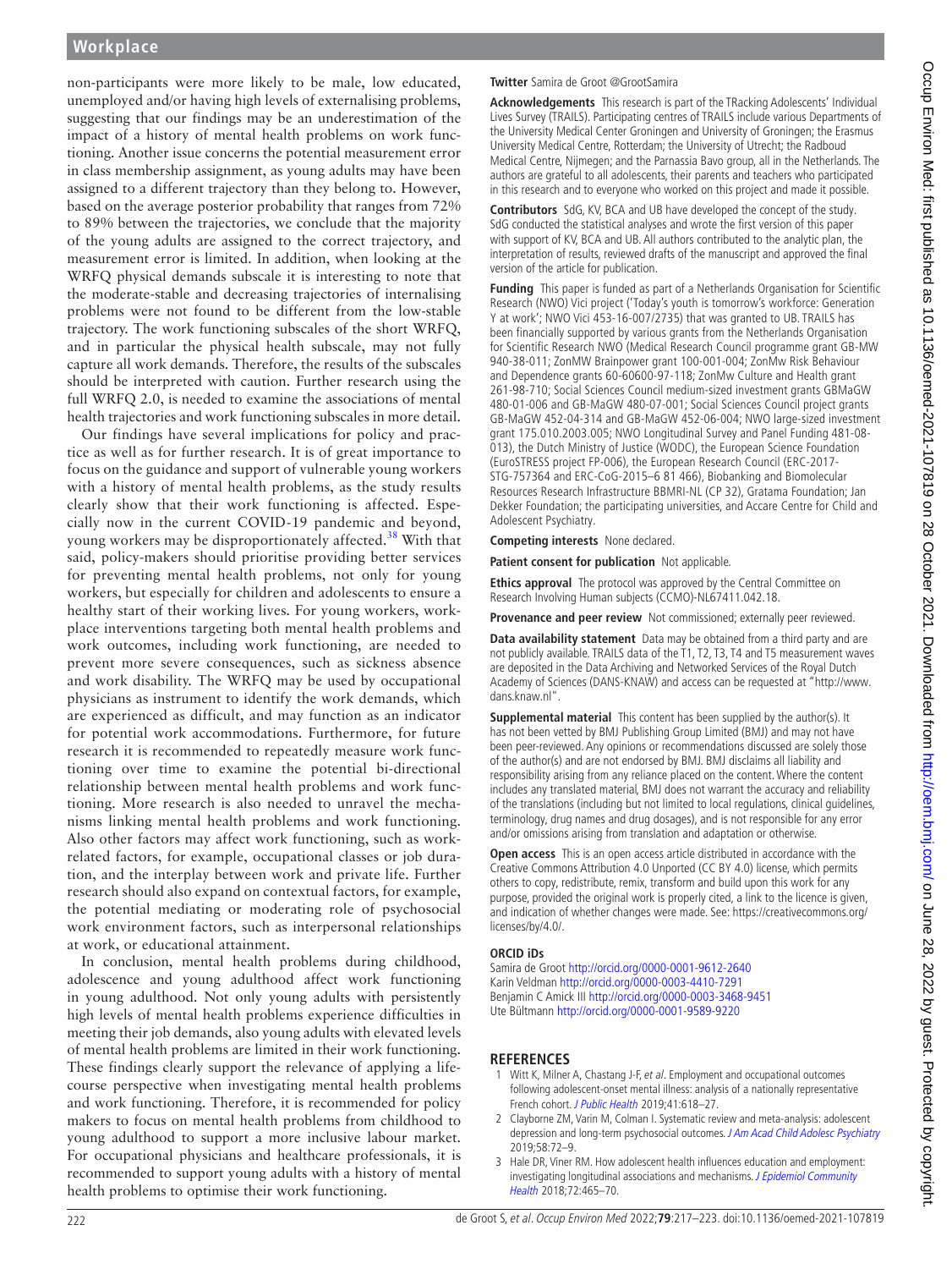non-participants were more likely to be male, low educated, unemployed and/or having high levels of externalising problems, suggesting that our findings may be an underestimation of the impact of a history of mental health problems on work functioning. Another issue concerns the potential measurement error in class membership assignment, as young adults may have been assigned to a different trajectory than they belong to. However, based on the average posterior probability that ranges from 72% to 89% between the trajectories, we conclude that the majority of the young adults are assigned to the correct trajectory, and measurement error is limited. In addition, when looking at the WRFQ physical demands subscale it is interesting to note that the moderate-stable and decreasing trajectories of internalising problems were not found to be different from the low-stable trajectory. The work functioning subscales of the short WRFQ, and in particular the physical health subscale, may not fully capture all work demands. Therefore, the results of the subscales should be interpreted with caution. Further research using the full WRFQ 2.0, is needed to examine the associations of mental health trajectories and work functioning subscales in more detail.

Our findings have several implications for policy and practice as well as for further research. It is of great importance to focus on the guidance and support of vulnerable young workers with a history of mental health problems, as the study results clearly show that their work functioning is affected. Especially now in the current COVID-19 pandemic and beyond, young workers may be disproportionately affected.[38] With that said, policy-makers should prioritise providing better services for preventing mental health problems, not only for young workers, but especially for children and adolescents to ensure a healthy start of their working lives. For young workers, workplace interventions targeting both mental health problems and work outcomes, including work functioning, are needed to prevent more severe consequences, such as sickness absence and work disability. The WRFQ may be used by occupational physicians as instrument to identify the work demands, which are experienced as difficult, and may function as an indicator for potential work accommodations. Furthermore, for future research it is recommended to repeatedly measure work functioning over time to examine the potential bi-directional relationship between mental health problems and work functioning. More research is also needed to unravel the mechanisms linking mental health problems and work functioning. Also other factors may affect work functioning, such as work-related factors, for example, occupational classes or job duration, and the interplay between work and private life. Further research should also expand on contextual factors, for example, the potential mediating or moderating role of psychosocial work environment factors, such as interpersonal relationships at work, or educational attainment.

In conclusion, mental health problems during childhood, adolescence and young adulthood affect work functioning in young adulthood. Not only young adults with persistently high levels of mental health problems experience difficulties in meeting their job demands, also young adults with elevated levels of mental health problems are limited in their work functioning. These findings clearly support the relevance of applying a life-course perspective when investigating mental health problems and work functioning. Therefore, it is recommended for policy makers to focus on mental health problems from childhood to young adulthood to support a more inclusive labour market. For occupational physicians and healthcare professionals, it is recommended to support young adults with a history of mental health problems to optimise their work functioning.

**Twitter** Samira de Groot @GrootSamira

**Acknowledgements** This research is part of the TRacking Adolescents' Individual Lives Survey (TRAILS). Participating centres of TRAILS include various Departments of the University Medical Center Groningen and University of Groningen; the Erasmus University Medical Centre, Rotterdam; the University of Utrecht; the Radboud Medical Centre, Nijmegen; and the Parnassia Bavo group, all in the Netherlands. The authors are grateful to all adolescents, their parents and teachers who participated in this research and to everyone who worked on this project and made it possible.

**Contributors** SdG, KV, BCA and UB have developed the concept of the study. SdG conducted the statistical analyses and wrote the first version of this paper with support of KV, BCA and UB. All authors contributed to the analytic plan, the interpretation of results, reviewed drafts of the manuscript and approved the final version of the article for publication.

**Funding** This paper is funded as part of a Netherlands Organisation for Scientific Research (NWO) Vici project ('Today's youth is tomorrow's workforce: Generation Y at work'; NWO Vici 453-16-007/2735) that was granted to UB. TRAILS has been financially supported by various grants from the Netherlands Organisation for Scientific Research NWO (Medical Research Council programme grant GB-MW 940-38-011; ZonMW Brainpower grant 100-001-004; ZonMw Risk Behaviour and Dependence grants 60-60600-97-118; ZonMw Culture and Health grant 261-98-710; Social Sciences Council medium-sized investment grants GBMaGW 480-01-006 and GB-MaGW 480-07-001; Social Sciences Council project grants GB-MaGW 452-04-314 and GB-MaGW 452-06-004; NWO large-sized investment grant 175.010.2003.005; NWO Longitudinal Survey and Panel Funding 481-08-013), the Dutch Ministry of Justice (WODC), the European Science Foundation (EuroSTRESS project FP-006), the European Research Council (ERC-2017-STG-757364 and ERC-CoG-2015–6 81 466), Biobanking and Biomolecular Resources Research Infrastructure BBMRI-NL (CP 32), Gratama Foundation; Jan Dekker Foundation; the participating universities, and Accare Centre for Child and Adolescent Psychiatry.

**Competing interests** None declared.

**Patient consent for publication** Not applicable.

**Ethics approval** The protocol was approved by the Central Committee on Research Involving Human subjects (CCMO)-NL67411.042.18.

**Provenance and peer review** Not commissioned; externally peer reviewed.

**Data availability statement** Data may be obtained from a third party and are not publicly available. TRAILS data of the T1, T2, T3, T4 and T5 measurement waves are deposited in the Data Archiving and Networked Services of the Royal Dutch Academy of Sciences (DANS-KNAW) and access can be requested at "http://www.dans.knaw.nl".

**Supplemental material** This content has been supplied by the author(s). It has not been vetted by BMJ Publishing Group Limited (BMJ) and may not have been peer-reviewed. Any opinions or recommendations discussed are solely those of the author(s) and are not endorsed by BMJ. BMJ disclaims all liability and responsibility arising from any reliance placed on the content. Where the content includes any translated material, BMJ does not warrant the accuracy and reliability of the translations (including but not limited to local regulations, clinical guidelines, terminology, drug names and drug dosages), and is not responsible for any error and/or omissions arising from translation and adaptation or otherwise.

**Open access** This is an open access article distributed in accordance with the Creative Commons Attribution 4.0 Unported (CC BY 4.0) license, which permits others to copy, redistribute, remix, transform and build upon this work for any purpose, provided the original work is properly cited, a link to the licence is given, and indication of whether changes were made. See: https://creativecommons.org/licenses/by/4.0/.

### ORCID iDs

Samira de Groot http://orcid.org/0000-0001-9612-2640
Karin Veldman http://orcid.org/0000-0003-4410-7291
Benjamin C Amick III http://orcid.org/0000-0003-3468-9451
Ute Bültmann http://orcid.org/0000-0001-9589-9220

## REFERENCES

1. Witt K, Milner A, Chastang J-F, *et al*. Employment and occupational outcomes following adolescent-onset mental illness: analysis of a nationally representative French cohort. *J Public Health* 2019;41:618–27.
2. Clayborne ZM, Varin M, Colman I. Systematic review and meta-analysis: adolescent depression and long-term psychosocial outcomes. *J Am Acad Child Adolesc Psychiatry* 2019;58:72–9.
3. Hale DR, Viner RM. How adolescent health influences education and employment: investigating longitudinal associations and mechanisms. *J Epidemiol Community Health* 2018;72:465–70.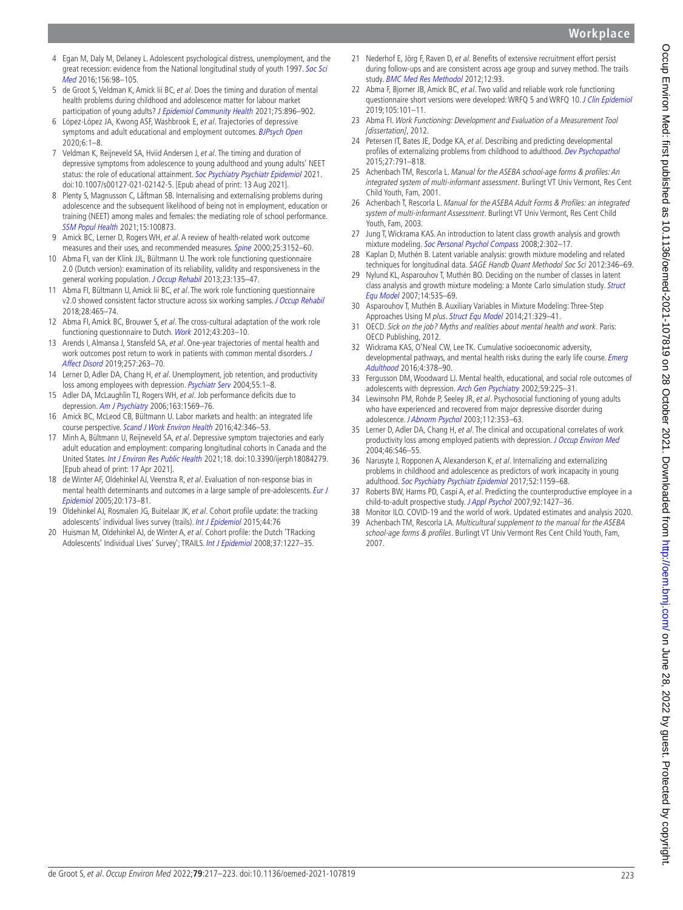4 Egan M, Daly M, Delaney L. Adolescent psychological distress, unemployment, and the great recession: evidence from the National longitudinal study of youth 1997. *Soc Sci Med* 2016;156:98–105.

5 de Groot S, Veldman K, Amick Iii BC, *et al*. Does the timing and duration of mental health problems during childhood and adolescence matter for labour market participation of young adults? *J Epidemiol Community Health* 2021;75:896–902.

6 López-López JA, Kwong ASF, Washbrook E, *et al*. Trajectories of depressive symptoms and adult educational and employment outcomes. *BJPsych Open* 2020;6:1–8.

7 Veldman K, Reijneveld SA, Hviid Andersen J, *et al*. The timing and duration of depressive symptoms from adolescence to young adulthood and young adults' NEET status: the role of educational attainment. *Soc Psychiatry Psychiatr Epidemiol* 2021. doi:10.1007/s00127-021-02142-5. [Epub ahead of print: 13 Aug 2021].

8 Plenty S, Magnusson C, Låftman SB. Internalising and externalising problems during adolescence and the subsequent likelihood of being not in employment, education or training (NEET) among males and females: the mediating role of school performance. *SSM Popul Health* 2021;15:100873.

9 Amick BC, Lerner D, Rogers WH, *et al*. A review of health-related work outcome measures and their uses, and recommended measures. *Spine* 2000;25:3152–60.

10 Abma FI, van der Klink JJL, Bültmann U. The work role functioning questionnaire 2.0 (Dutch version): examination of its reliability, validity and responsiveness in the general working population. *J Occup Rehabil* 2013;23:135–47.

11 Abma FI, Bültmann U, Amick Iii BC, *et al*. The work role functioning questionnaire v2.0 showed consistent factor structure across six working samples. *J Occup Rehabil* 2018;28:465–74.

12 Abma FI, Amick BC, Brouwer S, *et al*. The cross-cultural adaptation of the work role functioning questionnaire to Dutch. *Work* 2012;43:203–10.

13 Arends I, Almansa J, Stansfeld SA, *et al*. One-year trajectories of mental health and work outcomes post return to work in patients with common mental disorders. *J Affect Disord* 2019;257:263–70.

14 Lerner D, Adler DA, Chang H, *et al*. Unemployment, job retention, and productivity loss among employees with depression. *Psychiatr Serv* 2004;55:1–8.

15 Adler DA, McLaughlin TJ, Rogers WH, *et al*. Job performance deficits due to depression. *Am J Psychiatry* 2006;163:1569–76.

16 Amick BC, McLeod CB, Bültmann U. Labor markets and health: an integrated life course perspective. *Scand J Work Environ Health* 2016;42:346–53.

17 Minh A, Bültmann U, Reijneveld SA, *et al*. Depressive symptom trajectories and early adult education and employment: comparing longitudinal cohorts in Canada and the United States. *Int J Environ Res Public Health* 2021;18. doi:10.3390/ijerph18084279. [Epub ahead of print: 17 Apr 2021].

18 de Winter AF, Oldehinkel AJ, Veenstra R, *et al*. Evaluation of non-response bias in mental health determinants and outcomes in a large sample of pre-adolescents. *Eur J Epidemiol* 2005;20:173–81.

19 Oldehinkel AJ, Rosmalen JG, Buitelaar JK, *et al*. Cohort profile update: the tracking adolescents' individual lives survey (trails). *Int J Epidemiol* 2015;44:76

20 Huisman M, Oldehinkel AJ, de Winter A, *et al*. Cohort profile: the Dutch 'TRacking Adolescents' Individual Lives' Survey'; TRAILS. *Int J Epidemiol* 2008;37:1227–35.

21 Nederhof E, Jörg F, Raven D, *et al*. Benefits of extensive recruitment effort persist during follow-ups and are consistent across age group and survey method. The trails study. *BMC Med Res Methodol* 2012;12:93.

22 Abma F, Bjorner JB, Amick BC, *et al*. Two valid and reliable work role functioning questionnaire short versions were developed: WRFQ 5 and WRFQ 10. *J Clin Epidemiol* 2019;105:101–11.

23 Abma FI. *Work Functioning: Development and Evaluation of a Measurement Tool [dissertation]*, 2012.

24 Petersen IT, Bates JE, Dodge KA, *et al*. Describing and predicting developmental profiles of externalizing problems from childhood to adulthood. *Dev Psychopathol* 2015;27:791–818.

25 Achenbach TM, Rescorla L. *Manual for the ASEBA school-age forms & profiles: An integrated system of multi-informant assessment*. Burlingt VT Univ Vermont, Res Cent Child Youth, Fam, 2001.

26 Achenbach T, Rescorla L. *Manual for the ASEBA Adult Forms & Profiles: an integrated system of multi-informant Assessment*. Burlingt VT Univ Vermont, Res Cent Child Youth, Fam, 2003.

27 Jung T, Wickrama KAS. An introduction to latent class growth analysis and growth mixture modeling. *Soc Personal Psychol Compass* 2008;2:302–17.

28 Kaplan D, Muthén B. Latent variable analysis: growth mixture modeling and related techniques for longitudinal data. *SAGE Handb Quant Methodol Soc Sci* 2012:346–69.

29 Nylund KL, Asparouhov T, Muthén BO. Deciding on the number of classes in latent class analysis and growth mixture modeling: a Monte Carlo simulation study. *Struct Equ Model* 2007;14:535–69.

30 Asparouhov T, Muthén B. Auxiliary Variables in Mixture Modeling: Three-Step Approaches Using M *plus*. *Struct Equ Model* 2014;21:329–41.

31 OECD. *Sick on the job? Myths and realities about mental health and work*. Paris: OECD Publishing, 2012.

32 Wickrama KAS, O'Neal CW, Lee TK. Cumulative socioeconomic adversity, developmental pathways, and mental health risks during the early life course. *Emerg Adulthood* 2016;4:378–90.

33 Fergusson DM, Woodward LJ. Mental health, educational, and social role outcomes of adolescents with depression. *Arch Gen Psychiatry* 2002;59:225–31.

34 Lewinsohn PM, Rohde P, Seeley JR, *et al*. Psychosocial functioning of young adults who have experienced and recovered from major depressive disorder during adolescence. *J Abnorm Psychol* 2003;112:353–63.

35 Lerner D, Adler DA, Chang H, *et al*. The clinical and occupational correlates of work productivity loss among employed patients with depression. *J Occup Environ Med* 2004;46:S46–55.

36 Narusyte J, Ropponen A, Alexanderson K, *et al*. Internalizing and externalizing problems in childhood and adolescence as predictors of work incapacity in young adulthood. *Soc Psychiatry Psychiatr Epidemiol* 2017;52:1159–68.

37 Roberts BW, Harms PD, Caspi A, *et al*. Predicting the counterproductive employee in a child-to-adult prospective study. *J Appl Psychol* 2007;92:1427–36.

38 Monitor ILO. COVID-19 and the world of work. Updated estimates and analysis 2020.

39 Achenbach TM, Rescorla LA. *Multicultural supplement to the manual for the ASEBA school-age forms & profiles*. Burlingt VT Univ Vermont Res Cent Child Youth, Fam, 2007.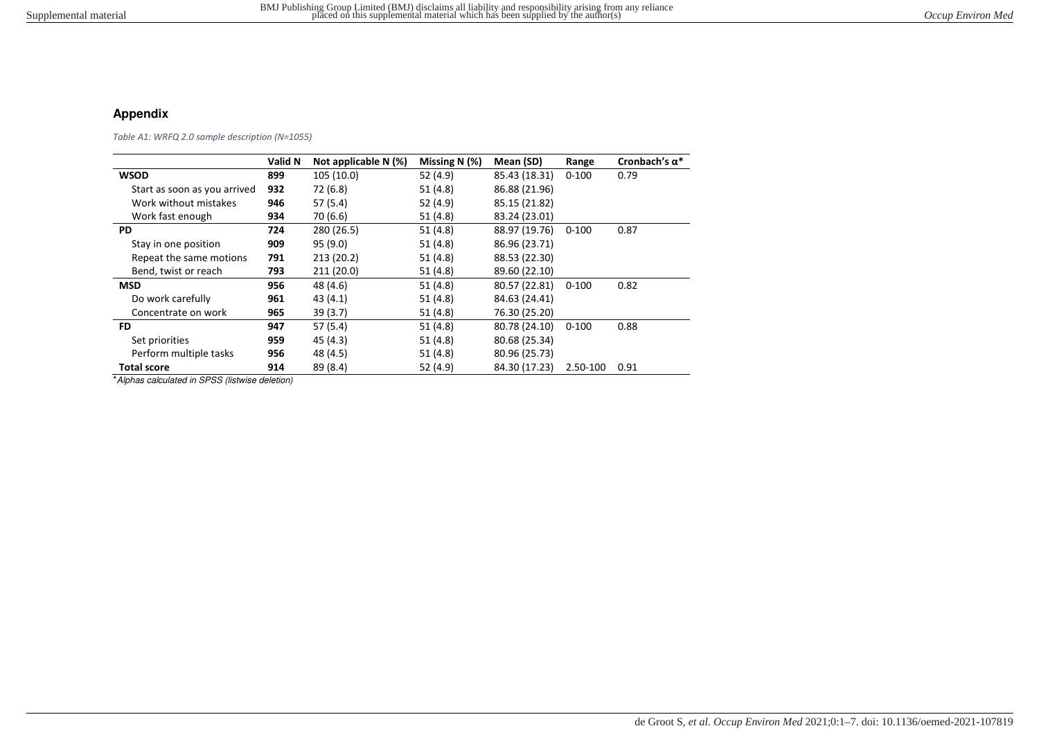## Appendix

*Table A1: WRFQ 2.0 sample description (N=1055)*

| | Valid N | Not applicable N (%) | Missing N (%) | Mean (SD) | Range | Cronbach's α* |
|---|---|---|---|---|---|---|
| **WSOD** | **899** | 105 (10.0) | 52 (4.9) | 85.43 (18.31) | 0-100 | 0.79 |
| Start as soon as you arrived | **932** | 72 (6.8) | 51 (4.8) | 86.88 (21.96) | | |
| Work without mistakes | **946** | 57 (5.4) | 52 (4.9) | 85.15 (21.82) | | |
| Work fast enough | **934** | 70 (6.6) | 51 (4.8) | 83.24 (23.01) | | |
| **PD** | **724** | 280 (26.5) | 51 (4.8) | 88.97 (19.76) | 0-100 | 0.87 |
| Stay in one position | **909** | 95 (9.0) | 51 (4.8) | 86.96 (23.71) | | |
| Repeat the same motions | **791** | 213 (20.2) | 51 (4.8) | 88.53 (22.30) | | |
| Bend, twist or reach | **793** | 211 (20.0) | 51 (4.8) | 89.60 (22.10) | | |
| **MSD** | **956** | 48 (4.6) | 51 (4.8) | 80.57 (22.81) | 0-100 | 0.82 |
| Do work carefully | **961** | 43 (4.1) | 51 (4.8) | 84.63 (24.41) | | |
| Concentrate on work | **965** | 39 (3.7) | 51 (4.8) | 76.30 (25.20) | | |
| **FD** | **947** | 57 (5.4) | 51 (4.8) | 80.78 (24.10) | 0-100 | 0.88 |
| Set priorities | **959** | 45 (4.3) | 51 (4.8) | 80.68 (25.34) | | |
| Perform multiple tasks | **956** | 48 (4.5) | 51 (4.8) | 80.96 (25.73) | | |
| **Total score** | **914** | 89 (8.4) | 52 (4.9) | 84.30 (17.23) | 2.50-100 | 0.91 |

**Alphas calculated in SPSS (listwise deletion)*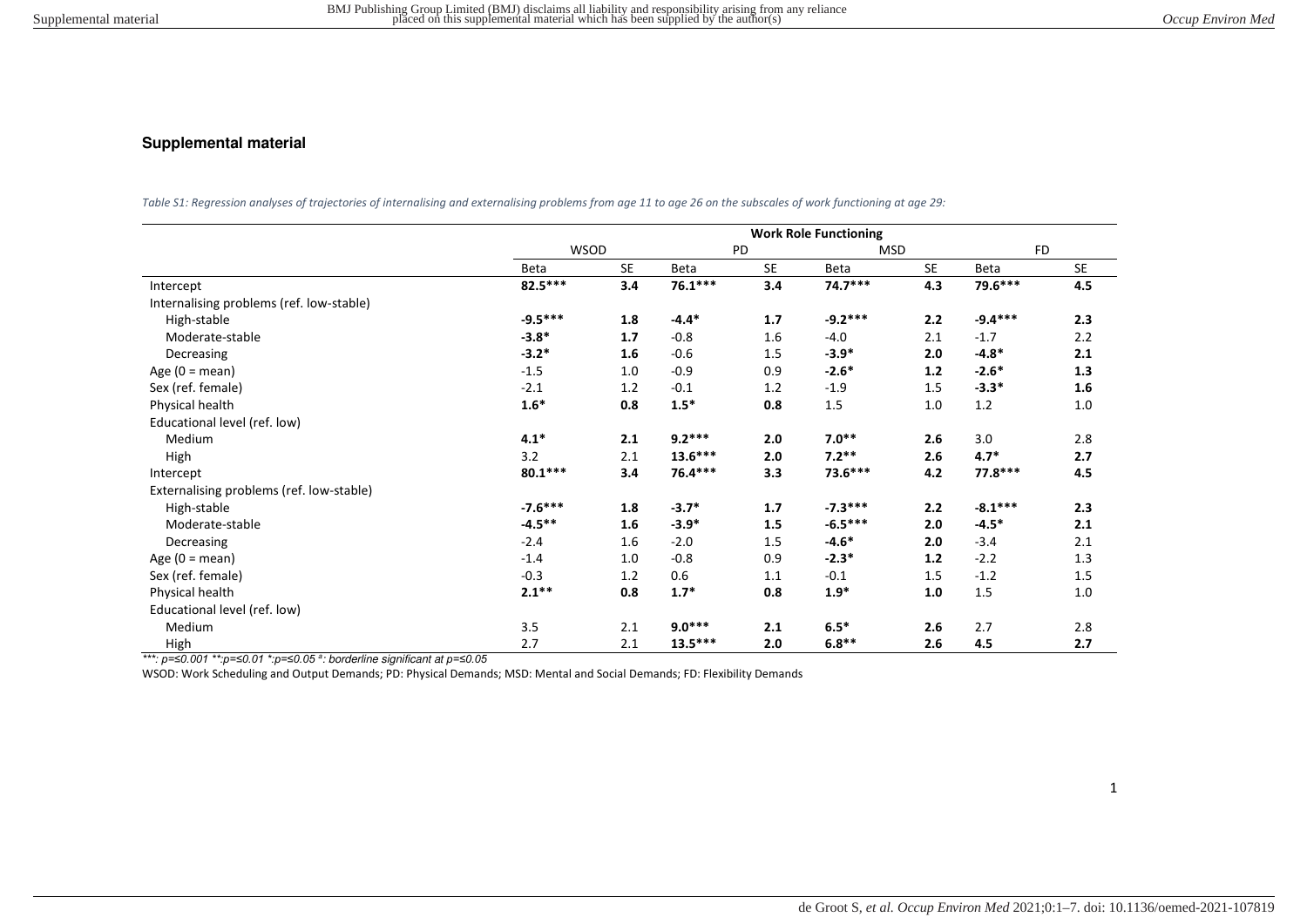## Supplemental material

*Table S1: Regression analyses of trajectories of internalising and externalising problems from age 11 to age 26 on the subscales of work functioning at age 29:*

| | Work Role Functioning | | | | | | | |
|---|---|---|---|---|---|---|---|---|
| | WSOD | | PD | | MSD | | FD | |
| | Beta | SE | Beta | SE | Beta | SE | Beta | SE |
| Intercept | **82.5*** ** | **3.4** | **76.1*** ** | **3.4** | **74.7*** ** | **4.3** | **79.6*** ** | **4.5** |
| Internalising problems (ref. low-stable) | | | | | | | | |
| High-stable | **-9.5*** ** | **1.8** | **-4.4*** | **1.7** | **-9.2*** ** | **2.2** | **-9.4*** ** | **2.3** |
| Moderate-stable | **-3.8*** | **1.7** | -0.8 | 1.6 | -4.0 | 2.1 | -1.7 | 2.2 |
| Decreasing | **-3.2*** | **1.6** | -0.6 | 1.5 | **-3.9*** | **2.0** | **-4.8*** | **2.1** |
| Age (0 = mean) | -1.5 | 1.0 | -0.9 | 0.9 | **-2.6*** | **1.2** | **-2.6*** | **1.3** |
| Sex (ref. female) | -2.1 | 1.2 | -0.1 | 1.2 | -1.9 | 1.5 | **-3.3*** | **1.6** |
| Physical health | **1.6*** | **0.8** | **1.5*** | **0.8** | 1.5 | 1.0 | 1.2 | 1.0 |
| Educational level (ref. low) | | | | | | | | |
| Medium | **4.1*** | **2.1** | **9.2*** ** | **2.0** | **7.0** ** | **2.6** | 3.0 | 2.8 |
| High | 3.2 | 2.1 | **13.6*** ** | **2.0** | **7.2** ** | **2.6** | **4.7*** | **2.7** |
| Intercept | **80.1*** ** | **3.4** | **76.4*** ** | **3.3** | **73.6*** ** | **4.2** | **77.8*** ** | **4.5** |
| Externalising problems (ref. low-stable) | | | | | | | | |
| High-stable | **-7.6*** ** | **1.8** | **-3.7*** | **1.7** | **-7.3*** ** | **2.2** | **-8.1*** ** | **2.3** |
| Moderate-stable | **-4.5** ** | **1.6** | **-3.9*** | **1.5** | **-6.5*** ** | **2.0** | **-4.5*** | **2.1** |
| Decreasing | -2.4 | 1.6 | -2.0 | 1.5 | **-4.6*** | **2.0** | -3.4 | 2.1 |
| Age (0 = mean) | -1.4 | 1.0 | -0.8 | 0.9 | **-2.3*** | **1.2** | -2.2 | 1.3 |
| Sex (ref. female) | -0.3 | 1.2 | 0.6 | 1.1 | -0.1 | 1.5 | -1.2 | 1.5 |
| Physical health | **2.1** ** | **0.8** | **1.7*** | **0.8** | **1.9*** | **1.0** | 1.5 | 1.0 |
| Educational level (ref. low) | | | | | | | | |
| Medium | 3.5 | 2.1 | **9.0*** ** | **2.1** | **6.5*** | **2.6** | 2.7 | 2.8 |
| High | 2.7 | 2.1 | **13.5*** ** | **2.0** | **6.8** ** | **2.6** | **4.5** | **2.7** |

*\*\*\*: p=≤0.001 \*\*:p=≤0.01 \*:p=≤0.05 ᵃ: borderline significant at p=≤0.05*

WSOD: Work Scheduling and Output Demands; PD: Physical Demands; MSD: Mental and Social Demands; FD: Flexibility Demands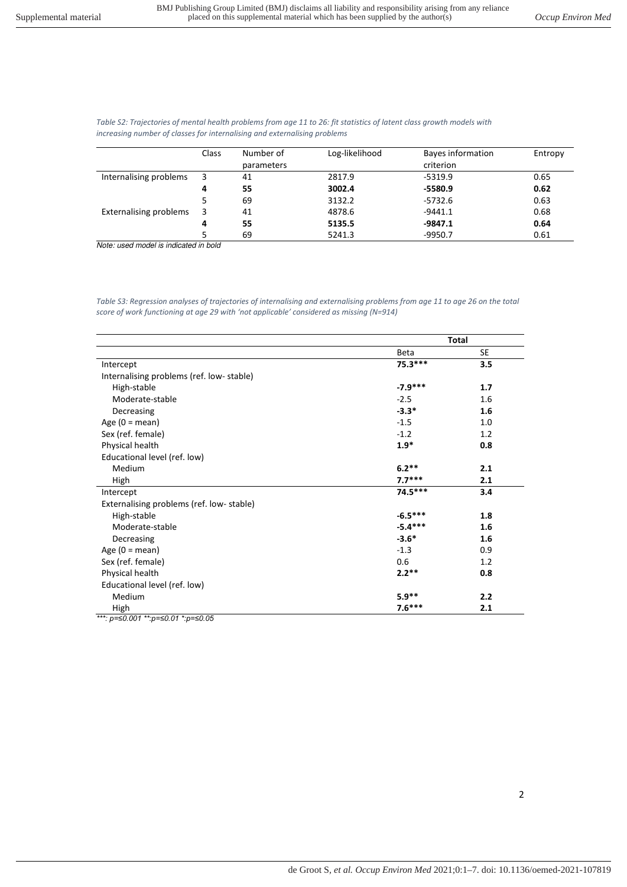*Table S2: Trajectories of mental health problems from age 11 to 26: fit statistics of latent class growth models with increasing number of classes for internalising and externalising problems*

| | Class | Number of parameters | Log-likelihood | Bayes information criterion | Entropy |
|---|---|---|---|---|---|
| Internalising problems | 3 | 41 | 2817.9 | -5319.9 | 0.65 |
| | **4** | **55** | **3002.4** | **-5580.9** | **0.62** |
| | 5 | 69 | 3132.2 | -5732.6 | 0.63 |
| Externalising problems | 3 | 41 | 4878.6 | -9441.1 | 0.68 |
| | **4** | **55** | **5135.5** | **-9847.1** | **0.64** |
| | 5 | 69 | 5241.3 | -9950.7 | 0.61 |

*Note: used model is indicated in bold*

*Table S3: Regression analyses of trajectories of internalising and externalising problems from age 11 to age 26 on the total score of work functioning at age 29 with 'not applicable' considered as missing (N=914)*

| | Total | |
|---|---|---|
| | Beta | SE |
| Intercept | **75.3*** ** | **3.5** |
| Internalising problems (ref. low- stable) | | |
| High-stable | **-7.9*** ** | **1.7** |
| Moderate-stable | -2.5 | 1.6 |
| Decreasing | **-3.3*** | **1.6** |
| Age (0 = mean) | -1.5 | 1.0 |
| Sex (ref. female) | -1.2 | 1.2 |
| Physical health | **1.9*** | **0.8** |
| Educational level (ref. low) | | |
| Medium | **6.2**** | **2.1** |
| High | **7.7*** ** | **2.1** |
| Intercept | **74.5*** ** | **3.4** |
| Externalising problems (ref. low- stable) | | |
| High-stable | **-6.5*** ** | **1.8** |
| Moderate-stable | **-5.4*** ** | **1.6** |
| Decreasing | **-3.6*** | **1.6** |
| Age (0 = mean) | -1.3 | 0.9 |
| Sex (ref. female) | 0.6 | 1.2 |
| Physical health | **2.2**** | **0.8** |
| Educational level (ref. low) | | |
| Medium | **5.9**** | **2.2** |
| High | **7.6*** ** | **2.1** |

*\*\*\*: p=≤0.001 \*\*:p=≤0.01 \*:p=≤0.05*